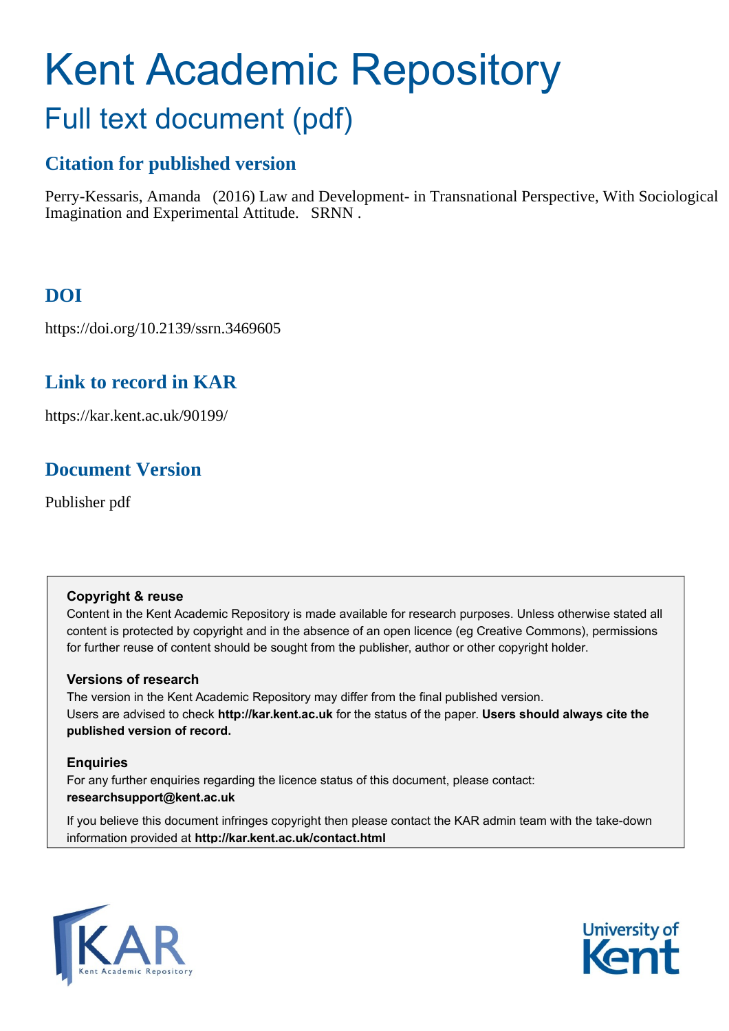# Kent Academic Repository

## Full text document (pdf)

### Citation for published version

Perry-Kessaris, Amanda (2016) Law and Development- in Transnational Perspective, With Sociological Imagination and Experimental Attitude. SRNN .

### DOI

https://doi.org/10.2139/ssrn.3469605

### Link to record in KAR

https://kar.kent.ac.uk/90199/

### Document Version

Publisher pdf

**Copyright & reuse**
Content in the Kent Academic Repository is made available for research purposes. Unless otherwise stated all content is protected by copyright and in the absence of an open licence (eg Creative Commons), permissions for further reuse of content should be sought from the publisher, author or other copyright holder.

**Versions of research**
The version in the Kent Academic Repository may differ from the final published version.
Users are advised to check **http://kar.kent.ac.uk** for the status of the paper. **Users should always cite the published version of record.**

**Enquiries**
For any further enquiries regarding the licence status of this document, please contact:
**researchsupport@kent.ac.uk**

If you believe this document infringes copyright then please contact the KAR admin team with the take-down information provided at **http://kar.kent.ac.uk/contact.html**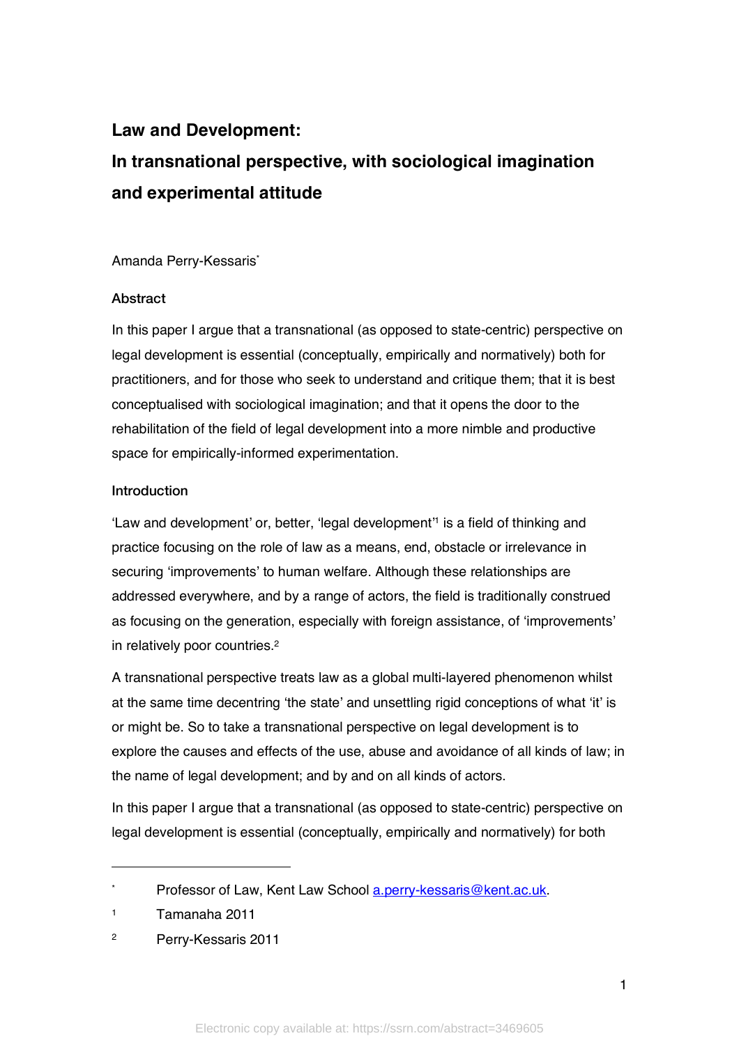## Law and Development:

## In transnational perspective, with sociological imagination and experimental attitude

Amanda Perry-Kessaris[*]

### Abstract

In this paper I argue that a transnational (as opposed to state-centric) perspective on legal development is essential (conceptually, empirically and normatively) both for practitioners, and for those who seek to understand and critique them; that it is best conceptualised with sociological imagination; and that it opens the door to the rehabilitation of the field of legal development into a more nimble and productive space for empirically-informed experimentation.

### Introduction

'Law and development' or, better, 'legal development'[1] is a field of thinking and practice focusing on the role of law as a means, end, obstacle or irrelevance in securing 'improvements' to human welfare. Although these relationships are addressed everywhere, and by a range of actors, the field is traditionally construed as focusing on the generation, especially with foreign assistance, of 'improvements' in relatively poor countries.[2]

A transnational perspective treats law as a global multi-layered phenomenon whilst at the same time decentring 'the state' and unsettling rigid conceptions of what 'it' is or might be. So to take a transnational perspective on legal development is to explore the causes and effects of the use, abuse and avoidance of all kinds of law; in the name of legal development; and by and on all kinds of actors.

In this paper I argue that a transnational (as opposed to state-centric) perspective on legal development is essential (conceptually, empirically and normatively) for both

---

[*] Professor of Law, Kent Law School a.perry-kessaris@kent.ac.uk.

[1] Tamanaha 2011

[2] Perry-Kessaris 2011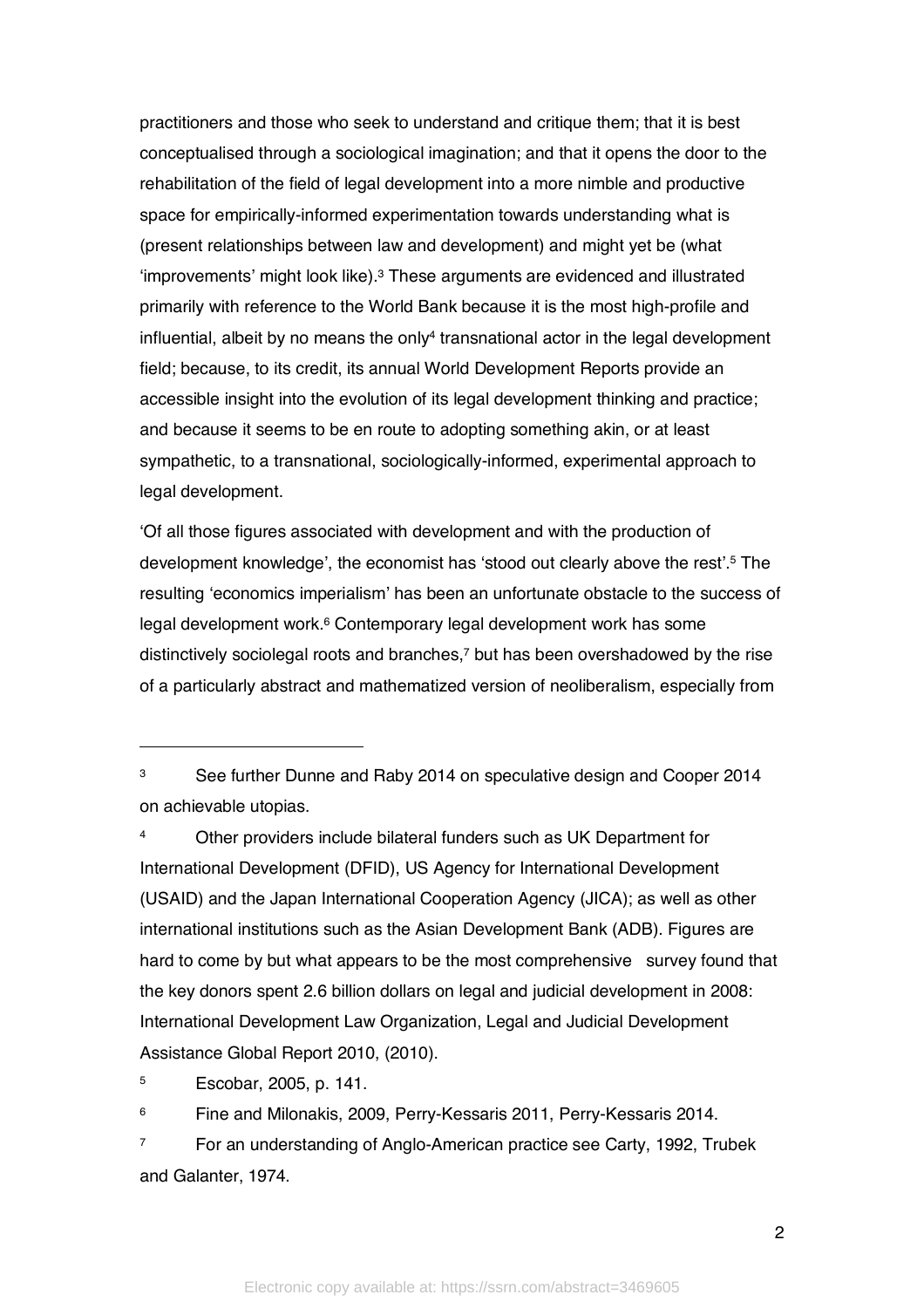practitioners and those who seek to understand and critique them; that it is best conceptualised through a sociological imagination; and that it opens the door to the rehabilitation of the field of legal development into a more nimble and productive space for empirically-informed experimentation towards understanding what is (present relationships between law and development) and might yet be (what 'improvements' might look like).[3] These arguments are evidenced and illustrated primarily with reference to the World Bank because it is the most high-profile and influential, albeit by no means the only[4] transnational actor in the legal development field; because, to its credit, its annual World Development Reports provide an accessible insight into the evolution of its legal development thinking and practice; and because it seems to be en route to adopting something akin, or at least sympathetic, to a transnational, sociologically-informed, experimental approach to legal development.

'Of all those figures associated with development and with the production of development knowledge', the economist has 'stood out clearly above the rest'.[5] The resulting 'economics imperialism' has been an unfortunate obstacle to the success of legal development work.[6] Contemporary legal development work has some distinctively sociolegal roots and branches,[7] but has been overshadowed by the rise of a particularly abstract and mathematized version of neoliberalism, especially from

---

[3] See further Dunne and Raby 2014 on speculative design and Cooper 2014 on achievable utopias.

[4] Other providers include bilateral funders such as UK Department for International Development (DFID), US Agency for International Development (USAID) and the Japan International Cooperation Agency (JICA); as well as other international institutions such as the Asian Development Bank (ADB). Figures are hard to come by but what appears to be the most comprehensive survey found that the key donors spent 2.6 billion dollars on legal and judicial development in 2008: International Development Law Organization, Legal and Judicial Development Assistance Global Report 2010, (2010).

[5] Escobar, 2005, p. 141.

[6] Fine and Milonakis, 2009, Perry-Kessaris 2011, Perry-Kessaris 2014.

[7] For an understanding of Anglo-American practice see Carty, 1992, Trubek and Galanter, 1974.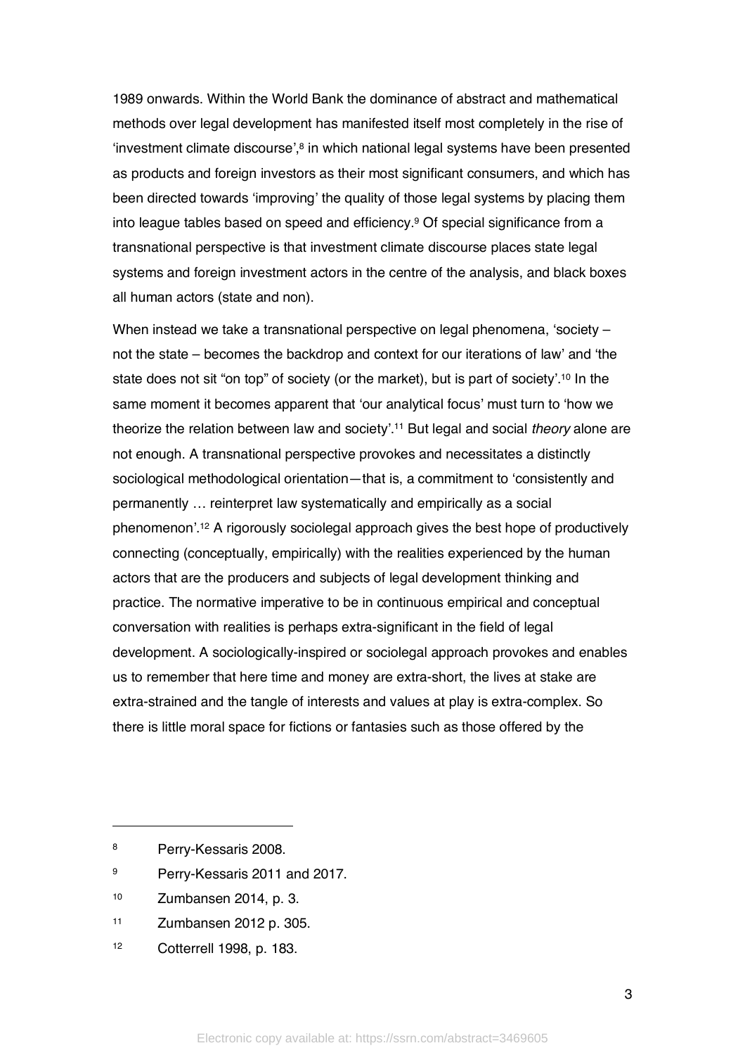1989 onwards. Within the World Bank the dominance of abstract and mathematical methods over legal development has manifested itself most completely in the rise of 'investment climate discourse',[8] in which national legal systems have been presented as products and foreign investors as their most significant consumers, and which has been directed towards 'improving' the quality of those legal systems by placing them into league tables based on speed and efficiency.[9] Of special significance from a transnational perspective is that investment climate discourse places state legal systems and foreign investment actors in the centre of the analysis, and black boxes all human actors (state and non).

When instead we take a transnational perspective on legal phenomena, 'society – not the state – becomes the backdrop and context for our iterations of law' and 'the state does not sit "on top" of society (or the market), but is part of society'.[10] In the same moment it becomes apparent that 'our analytical focus' must turn to 'how we theorize the relation between law and society'.[11] But legal and social *theory* alone are not enough. A transnational perspective provokes and necessitates a distinctly sociological methodological orientation—that is, a commitment to 'consistently and permanently … reinterpret law systematically and empirically as a social phenomenon'.[12] A rigorously sociolegal approach gives the best hope of productively connecting (conceptually, empirically) with the realities experienced by the human actors that are the producers and subjects of legal development thinking and practice. The normative imperative to be in continuous empirical and conceptual conversation with realities is perhaps extra-significant in the field of legal development. A sociologically-inspired or sociolegal approach provokes and enables us to remember that here time and money are extra-short, the lives at stake are extra-strained and the tangle of interests and values at play is extra-complex. So there is little moral space for fictions or fantasies such as those offered by the

---

[8] Perry-Kessaris 2008.

[9] Perry-Kessaris 2011 and 2017.

[10] Zumbansen 2014, p. 3.

[11] Zumbansen 2012 p. 305.

[12] Cotterrell 1998, p. 183.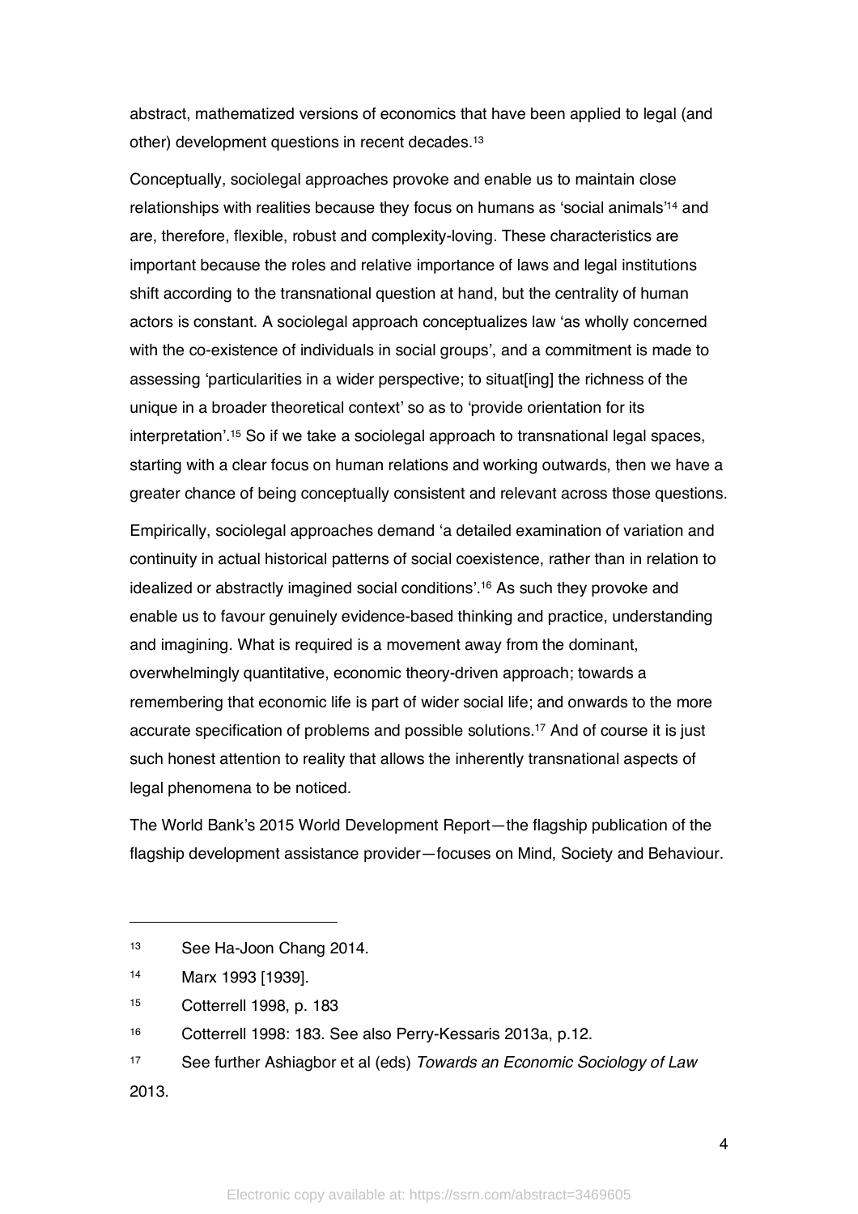abstract, mathematized versions of economics that have been applied to legal (and other) development questions in recent decades.[13]

Conceptually, sociolegal approaches provoke and enable us to maintain close relationships with realities because they focus on humans as 'social animals'[14] and are, therefore, flexible, robust and complexity-loving. These characteristics are important because the roles and relative importance of laws and legal institutions shift according to the transnational question at hand, but the centrality of human actors is constant. A sociolegal approach conceptualizes law 'as wholly concerned with the co-existence of individuals in social groups', and a commitment is made to assessing 'particularities in a wider perspective; to situat[ing] the richness of the unique in a broader theoretical context' so as to 'provide orientation for its interpretation'.[15] So if we take a sociolegal approach to transnational legal spaces, starting with a clear focus on human relations and working outwards, then we have a greater chance of being conceptually consistent and relevant across those questions.

Empirically, sociolegal approaches demand 'a detailed examination of variation and continuity in actual historical patterns of social coexistence, rather than in relation to idealized or abstractly imagined social conditions'.[16] As such they provoke and enable us to favour genuinely evidence-based thinking and practice, understanding and imagining. What is required is a movement away from the dominant, overwhelmingly quantitative, economic theory-driven approach; towards a remembering that economic life is part of wider social life; and onwards to the more accurate specification of problems and possible solutions.[17] And of course it is just such honest attention to reality that allows the inherently transnational aspects of legal phenomena to be noticed.

The World Bank's 2015 World Development Report—the flagship publication of the flagship development assistance provider—focuses on Mind, Society and Behaviour.

---

[13] See Ha-Joon Chang 2014.

[14] Marx 1993 [1939].

[15] Cotterrell 1998, p. 183

[16] Cotterrell 1998: 183. See also Perry-Kessaris 2013a, p.12.

[17] See further Ashiagbor et al (eds) *Towards an Economic Sociology of Law* 2013.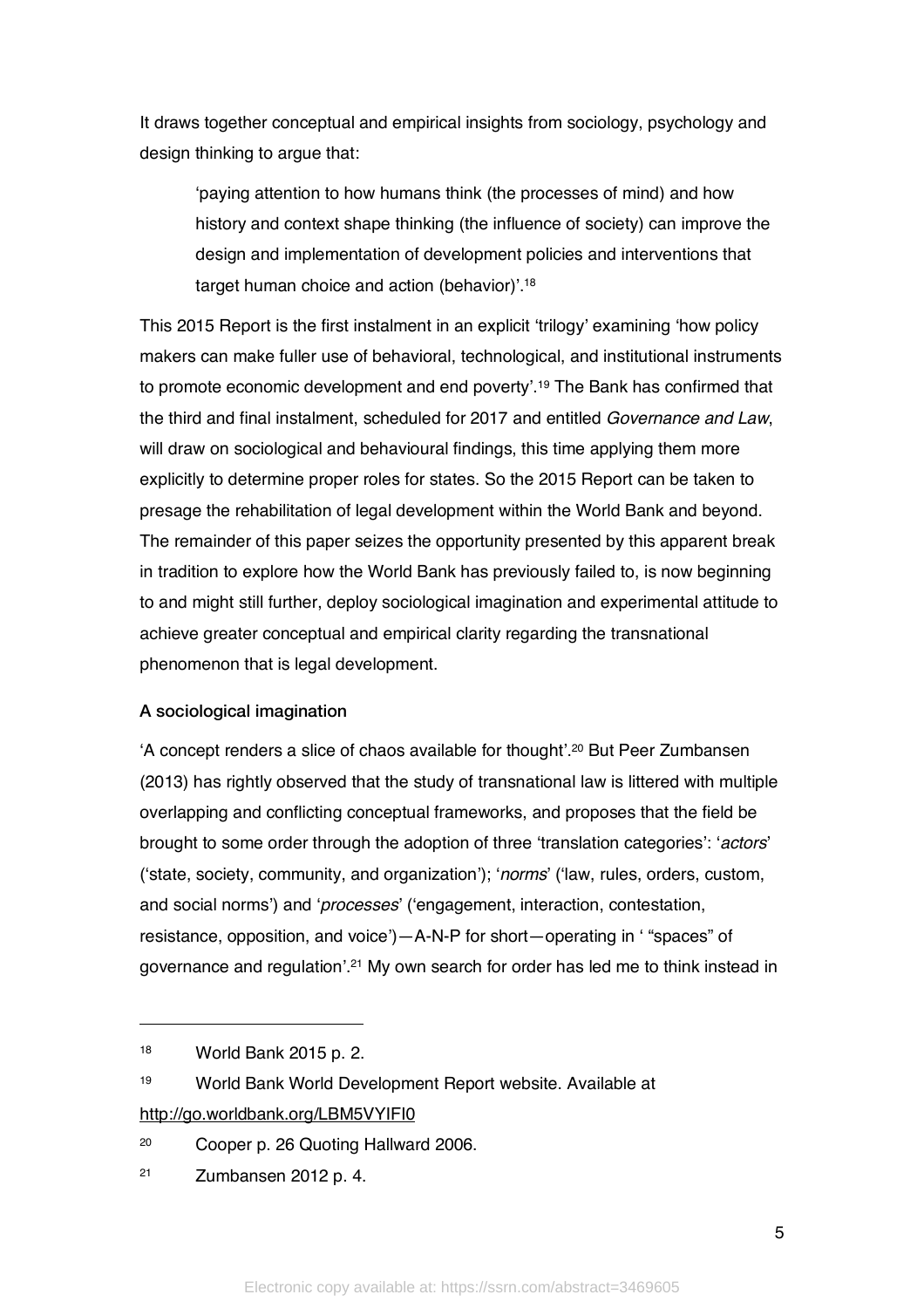It draws together conceptual and empirical insights from sociology, psychology and design thinking to argue that:

> 'paying attention to how humans think (the processes of mind) and how history and context shape thinking (the influence of society) can improve the design and implementation of development policies and interventions that target human choice and action (behavior)'.[18]

This 2015 Report is the first instalment in an explicit 'trilogy' examining 'how policy makers can make fuller use of behavioral, technological, and institutional instruments to promote economic development and end poverty'.[19] The Bank has confirmed that the third and final instalment, scheduled for 2017 and entitled *Governance and Law*, will draw on sociological and behavioural findings, this time applying them more explicitly to determine proper roles for states. So the 2015 Report can be taken to presage the rehabilitation of legal development within the World Bank and beyond. The remainder of this paper seizes the opportunity presented by this apparent break in tradition to explore how the World Bank has previously failed to, is now beginning to and might still further, deploy sociological imagination and experimental attitude to achieve greater conceptual and empirical clarity regarding the transnational phenomenon that is legal development.

### A sociological imagination

'A concept renders a slice of chaos available for thought'.[20] But Peer Zumbansen (2013) has rightly observed that the study of transnational law is littered with multiple overlapping and conflicting conceptual frameworks, and proposes that the field be brought to some order through the adoption of three 'translation categories': '*actors*' ('state, society, community, and organization'); '*norms*' ('law, rules, orders, custom, and social norms') and '*processes*' ('engagement, interaction, contestation, resistance, opposition, and voice')—A-N-P for short—operating in ' "spaces" of governance and regulation'.[21] My own search for order has led me to think instead in

---

[18] World Bank 2015 p. 2.

[19] World Bank World Development Report website. Available at http://go.worldbank.org/LBM5VYIFI0

[20] Cooper p. 26 Quoting Hallward 2006.

[21] Zumbansen 2012 p. 4.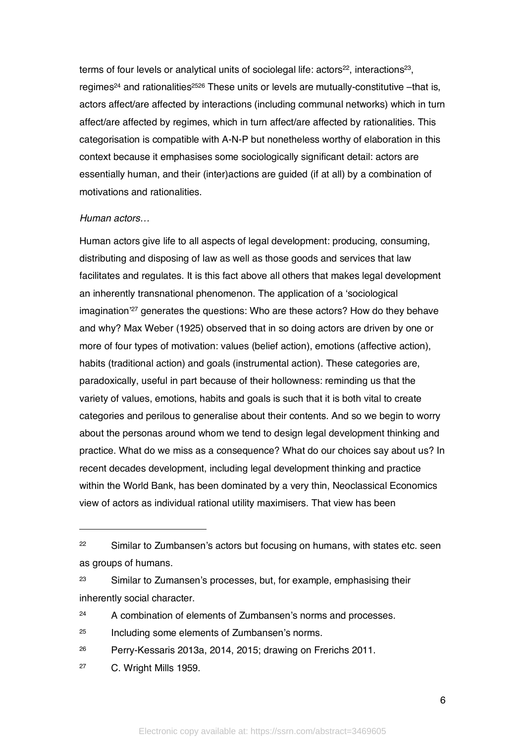terms of four levels or analytical units of sociolegal life: actors[22], interactions[23], regimes[24] and rationalities[25][26] These units or levels are mutually-constitutive –that is, actors affect/are affected by interactions (including communal networks) which in turn affect/are affected by regimes, which in turn affect/are affected by rationalities. This categorisation is compatible with A-N-P but nonetheless worthy of elaboration in this context because it emphasises some sociologically significant detail: actors are essentially human, and their (inter)actions are guided (if at all) by a combination of motivations and rationalities.

*Human actors…*

Human actors give life to all aspects of legal development: producing, consuming, distributing and disposing of law as well as those goods and services that law facilitates and regulates. It is this fact above all others that makes legal development an inherently transnational phenomenon. The application of a 'sociological imagination'[27] generates the questions: Who are these actors? How do they behave and why? Max Weber (1925) observed that in so doing actors are driven by one or more of four types of motivation: values (belief action), emotions (affective action), habits (traditional action) and goals (instrumental action). These categories are, paradoxically, useful in part because of their hollowness: reminding us that the variety of values, emotions, habits and goals is such that it is both vital to create categories and perilous to generalise about their contents. And so we begin to worry about the personas around whom we tend to design legal development thinking and practice. What do we miss as a consequence? What do our choices say about us? In recent decades development, including legal development thinking and practice within the World Bank, has been dominated by a very thin, Neoclassical Economics view of actors as individual rational utility maximisers. That view has been

---

[22] Similar to Zumbansen's actors but focusing on humans, with states etc. seen as groups of humans.

[23] Similar to Zumansen's processes, but, for example, emphasising their inherently social character.

[24] A combination of elements of Zumbansen's norms and processes.

[25] Including some elements of Zumbansen's norms.

[26] Perry-Kessaris 2013a, 2014, 2015; drawing on Frerichs 2011.

[27] C. Wright Mills 1959.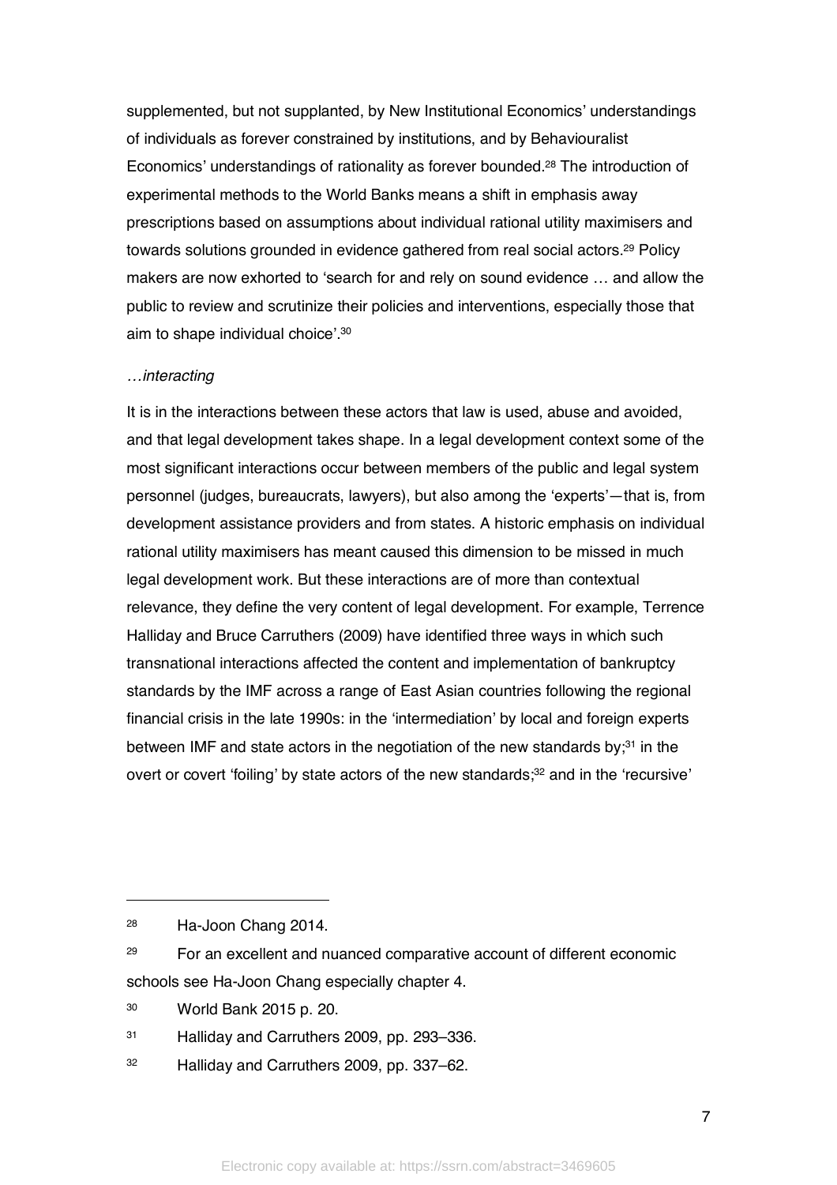supplemented, but not supplanted, by New Institutional Economics' understandings of individuals as forever constrained by institutions, and by Behaviouralist Economics' understandings of rationality as forever bounded.[28] The introduction of experimental methods to the World Banks means a shift in emphasis away prescriptions based on assumptions about individual rational utility maximisers and towards solutions grounded in evidence gathered from real social actors.[29] Policy makers are now exhorted to 'search for and rely on sound evidence … and allow the public to review and scrutinize their policies and interventions, especially those that aim to shape individual choice'.[30]

*…interacting*

It is in the interactions between these actors that law is used, abuse and avoided, and that legal development takes shape. In a legal development context some of the most significant interactions occur between members of the public and legal system personnel (judges, bureaucrats, lawyers), but also among the 'experts'—that is, from development assistance providers and from states. A historic emphasis on individual rational utility maximisers has meant caused this dimension to be missed in much legal development work. But these interactions are of more than contextual relevance, they define the very content of legal development. For example, Terrence Halliday and Bruce Carruthers (2009) have identified three ways in which such transnational interactions affected the content and implementation of bankruptcy standards by the IMF across a range of East Asian countries following the regional financial crisis in the late 1990s: in the 'intermediation' by local and foreign experts between IMF and state actors in the negotiation of the new standards by;[31] in the overt or covert 'foiling' by state actors of the new standards;[32] and in the 'recursive'

---

[28] Ha-Joon Chang 2014.

[29] For an excellent and nuanced comparative account of different economic schools see Ha-Joon Chang especially chapter 4.

[30] World Bank 2015 p. 20.

[31] Halliday and Carruthers 2009, pp. 293–336.

[32] Halliday and Carruthers 2009, pp. 337–62.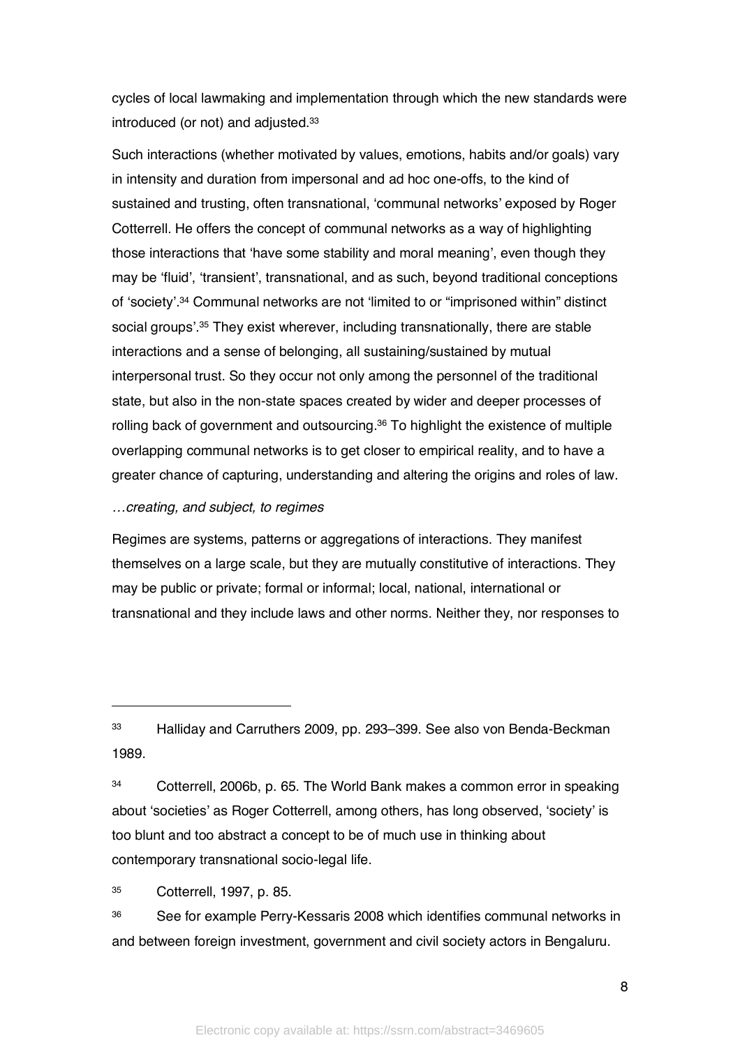cycles of local lawmaking and implementation through which the new standards were introduced (or not) and adjusted.[33]

Such interactions (whether motivated by values, emotions, habits and/or goals) vary in intensity and duration from impersonal and ad hoc one-offs, to the kind of sustained and trusting, often transnational, 'communal networks' exposed by Roger Cotterrell. He offers the concept of communal networks as a way of highlighting those interactions that 'have some stability and moral meaning', even though they may be 'fluid', 'transient', transnational, and as such, beyond traditional conceptions of 'society'.[34] Communal networks are not 'limited to or "imprisoned within" distinct social groups'.[35] They exist wherever, including transnationally, there are stable interactions and a sense of belonging, all sustaining/sustained by mutual interpersonal trust. So they occur not only among the personnel of the traditional state, but also in the non-state spaces created by wider and deeper processes of rolling back of government and outsourcing.[36] To highlight the existence of multiple overlapping communal networks is to get closer to empirical reality, and to have a greater chance of capturing, understanding and altering the origins and roles of law.

*…creating, and subject, to regimes*

Regimes are systems, patterns or aggregations of interactions. They manifest themselves on a large scale, but they are mutually constitutive of interactions. They may be public or private; formal or informal; local, national, international or transnational and they include laws and other norms. Neither they, nor responses to

---

[33] Halliday and Carruthers 2009, pp. 293–399. See also von Benda-Beckman 1989.

[34] Cotterrell, 2006b, p. 65. The World Bank makes a common error in speaking about 'societies' as Roger Cotterrell, among others, has long observed, 'society' is too blunt and too abstract a concept to be of much use in thinking about contemporary transnational socio-legal life.

[35] Cotterrell, 1997, p. 85.

[36] See for example Perry-Kessaris 2008 which identifies communal networks in and between foreign investment, government and civil society actors in Bengaluru.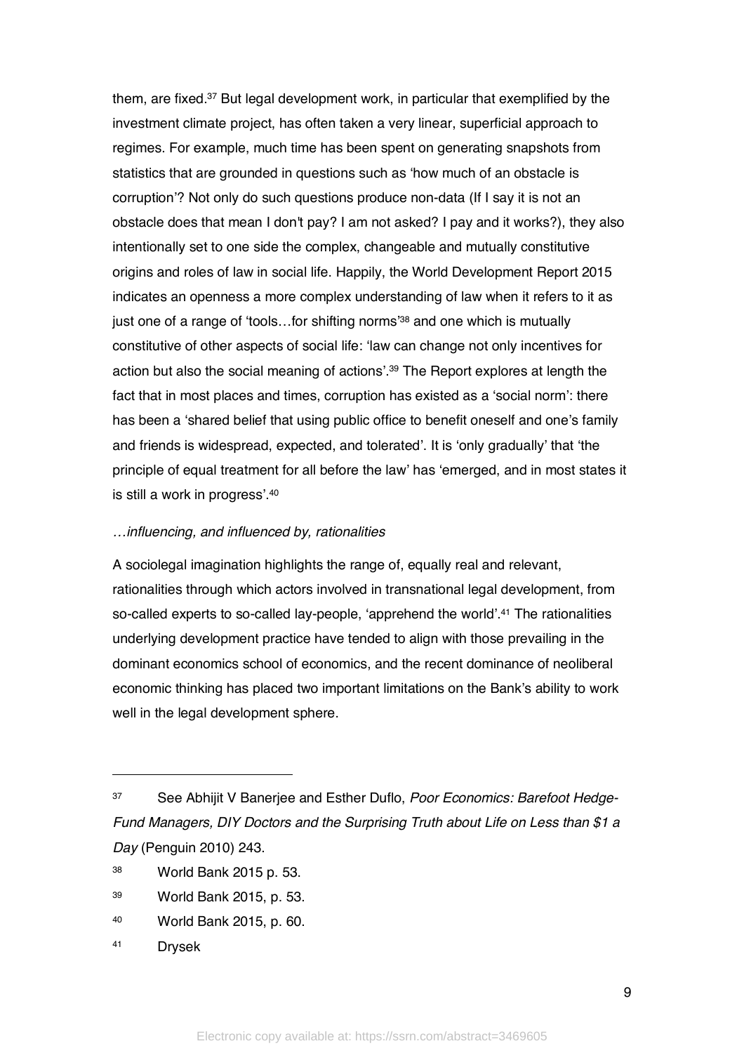them, are fixed.[37] But legal development work, in particular that exemplified by the investment climate project, has often taken a very linear, superficial approach to regimes. For example, much time has been spent on generating snapshots from statistics that are grounded in questions such as 'how much of an obstacle is corruption'? Not only do such questions produce non-data (If I say it is not an obstacle does that mean I don't pay? I am not asked? I pay and it works?), they also intentionally set to one side the complex, changeable and mutually constitutive origins and roles of law in social life. Happily, the World Development Report 2015 indicates an openness a more complex understanding of law when it refers to it as just one of a range of 'tools…for shifting norms'[38] and one which is mutually constitutive of other aspects of social life: 'law can change not only incentives for action but also the social meaning of actions'.[39] The Report explores at length the fact that in most places and times, corruption has existed as a 'social norm': there has been a 'shared belief that using public office to benefit oneself and one's family and friends is widespread, expected, and tolerated'. It is 'only gradually' that 'the principle of equal treatment for all before the law' has 'emerged, and in most states it is still a work in progress'.[40]

*…influencing, and influenced by, rationalities*

A sociolegal imagination highlights the range of, equally real and relevant, rationalities through which actors involved in transnational legal development, from so-called experts to so-called lay-people, 'apprehend the world'.[41] The rationalities underlying development practice have tended to align with those prevailing in the dominant economics school of economics, and the recent dominance of neoliberal economic thinking has placed two important limitations on the Bank's ability to work well in the legal development sphere.

---

[37] See Abhijit V Banerjee and Esther Duflo, *Poor Economics: Barefoot Hedge-Fund Managers, DIY Doctors and the Surprising Truth about Life on Less than $1 a Day* (Penguin 2010) 243.

[38] World Bank 2015 p. 53.

[39] World Bank 2015, p. 53.

[40] World Bank 2015, p. 60.

[41] Drysek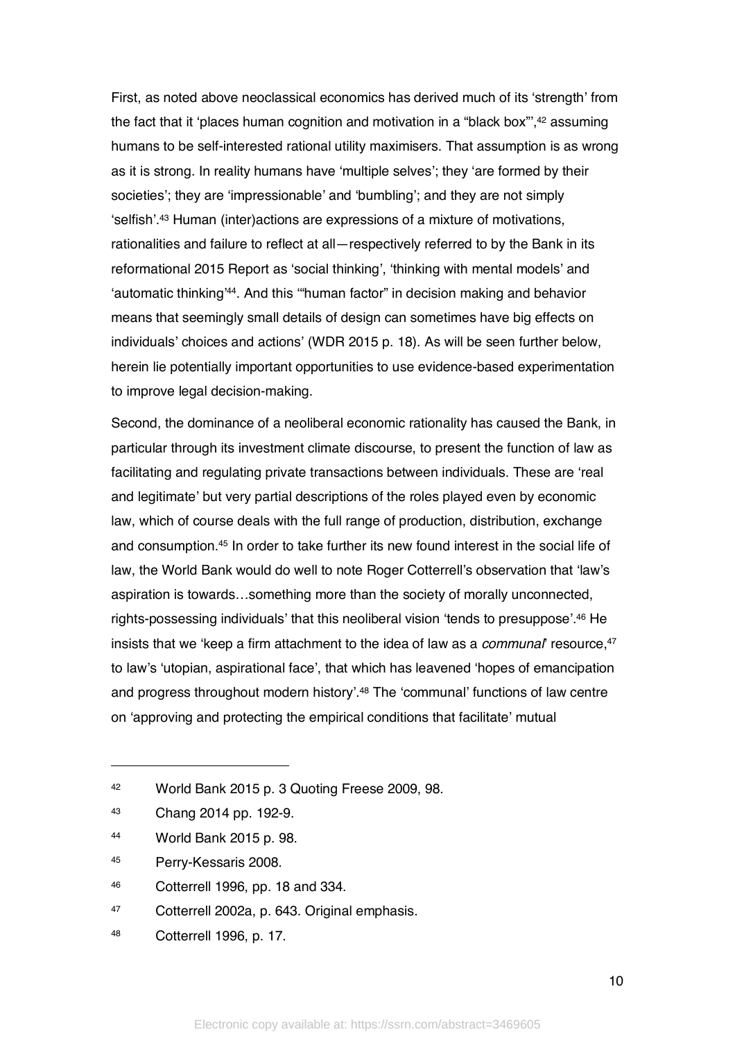First, as noted above neoclassical economics has derived much of its 'strength' from the fact that it 'places human cognition and motivation in a "black box"',[42] assuming humans to be self-interested rational utility maximisers. That assumption is as wrong as it is strong. In reality humans have 'multiple selves'; they 'are formed by their societies'; they are 'impressionable' and 'bumbling'; and they are not simply 'selfish'.[43] Human (inter)actions are expressions of a mixture of motivations, rationalities and failure to reflect at all—respectively referred to by the Bank in its reformational 2015 Report as 'social thinking', 'thinking with mental models' and 'automatic thinking'[44]. And this '"human factor" in decision making and behavior means that seemingly small details of design can sometimes have big effects on individuals' choices and actions' (WDR 2015 p. 18). As will be seen further below, herein lie potentially important opportunities to use evidence-based experimentation to improve legal decision-making.

Second, the dominance of a neoliberal economic rationality has caused the Bank, in particular through its investment climate discourse, to present the function of law as facilitating and regulating private transactions between individuals. These are 'real and legitimate' but very partial descriptions of the roles played even by economic law, which of course deals with the full range of production, distribution, exchange and consumption.[45] In order to take further its new found interest in the social life of law, the World Bank would do well to note Roger Cotterrell's observation that 'law's aspiration is towards…something more than the society of morally unconnected, rights-possessing individuals' that this neoliberal vision 'tends to presuppose'.[46] He insists that we 'keep a firm attachment to the idea of law as a *communal*' resource,[47] to law's 'utopian, aspirational face', that which has leavened 'hopes of emancipation and progress throughout modern history'.[48] The 'communal' functions of law centre on 'approving and protecting the empirical conditions that facilitate' mutual

---

[42] World Bank 2015 p. 3 Quoting Freese 2009, 98.

[43] Chang 2014 pp. 192-9.

[44] World Bank 2015 p. 98.

[45] Perry-Kessaris 2008.

[46] Cotterrell 1996, pp. 18 and 334.

[47] Cotterrell 2002a, p. 643. Original emphasis.

[48] Cotterrell 1996, p. 17.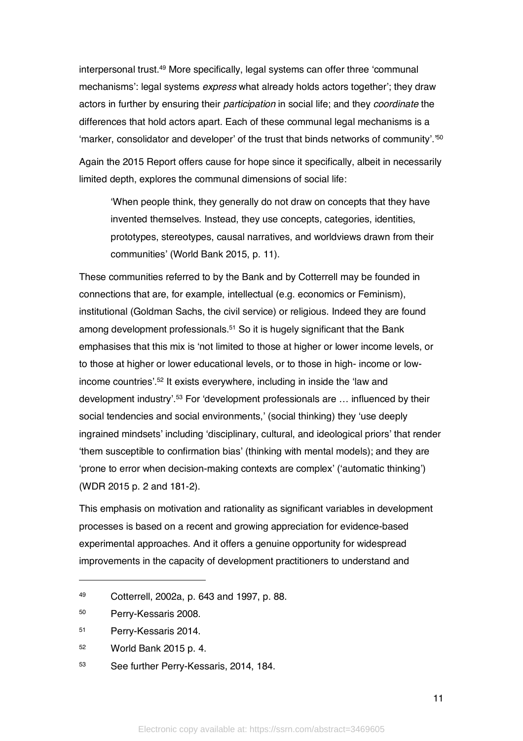interpersonal trust.[49] More specifically, legal systems can offer three 'communal mechanisms': legal systems *express* what already holds actors together'; they draw actors in further by ensuring their *participation* in social life; and they *coordinate* the differences that hold actors apart. Each of these communal legal mechanisms is a 'marker, consolidator and developer' of the trust that binds networks of community'.'[50]

Again the 2015 Report offers cause for hope since it specifically, albeit in necessarily limited depth, explores the communal dimensions of social life:

> 'When people think, they generally do not draw on concepts that they have invented themselves. Instead, they use concepts, categories, identities, prototypes, stereotypes, causal narratives, and worldviews drawn from their communities' (World Bank 2015, p. 11).

These communities referred to by the Bank and by Cotterrell may be founded in connections that are, for example, intellectual (e.g. economics or Feminism), institutional (Goldman Sachs, the civil service) or religious. Indeed they are found among development professionals.[51] So it is hugely significant that the Bank emphasises that this mix is 'not limited to those at higher or lower income levels, or to those at higher or lower educational levels, or to those in high- income or low-income countries'.[52] It exists everywhere, including in inside the 'law and development industry'.[53] For 'development professionals are … influenced by their social tendencies and social environments,' (social thinking) they 'use deeply ingrained mindsets' including 'disciplinary, cultural, and ideological priors' that render 'them susceptible to confirmation bias' (thinking with mental models); and they are 'prone to error when decision-making contexts are complex' ('automatic thinking') (WDR 2015 p. 2 and 181-2).

This emphasis on motivation and rationality as significant variables in development processes is based on a recent and growing appreciation for evidence-based experimental approaches. And it offers a genuine opportunity for widespread improvements in the capacity of development practitioners to understand and

---

[49] Cotterrell, 2002a, p. 643 and 1997, p. 88.

[50] Perry-Kessaris 2008.

[51] Perry-Kessaris 2014.

[52] World Bank 2015 p. 4.

[53] See further Perry-Kessaris, 2014, 184.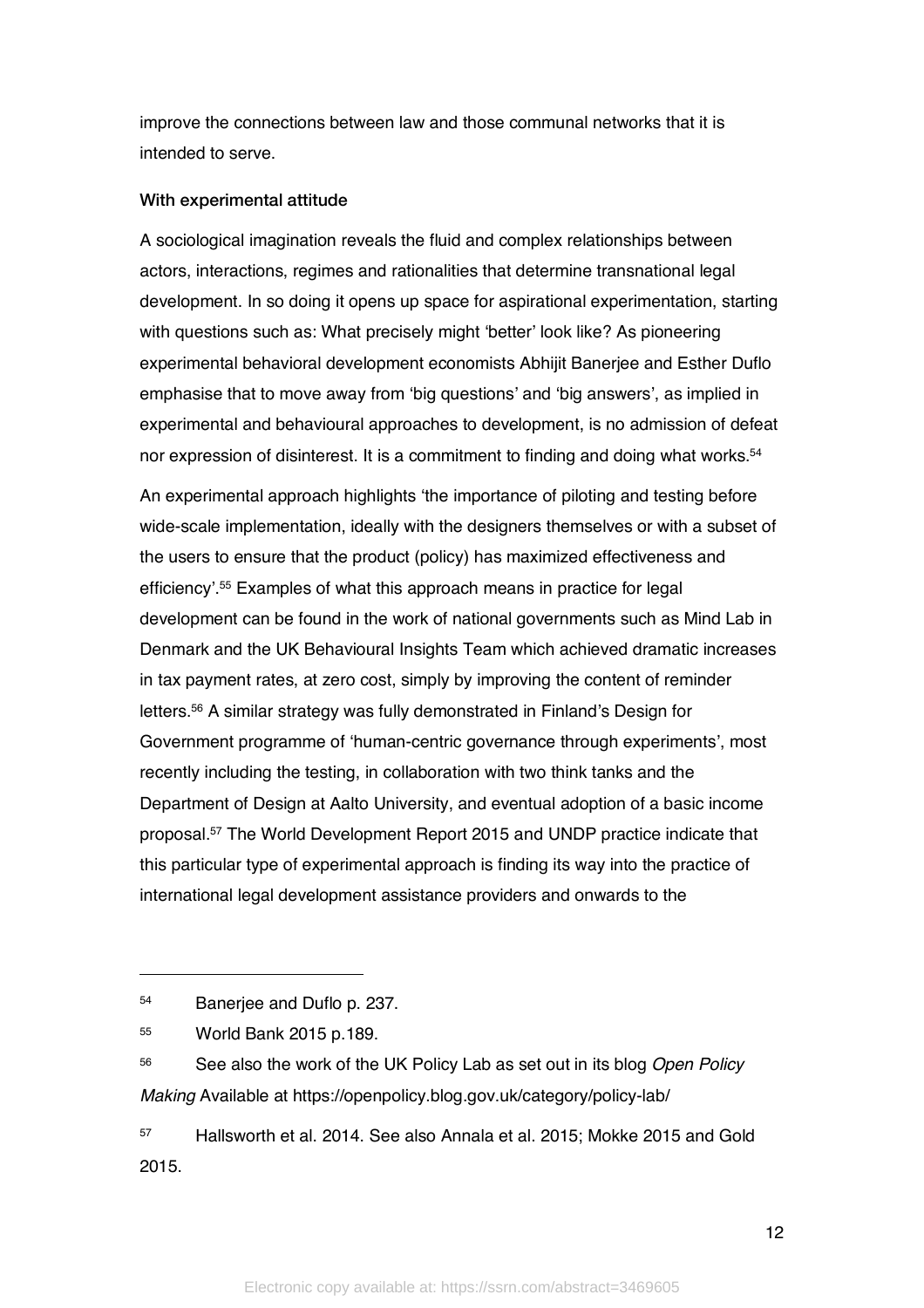improve the connections between law and those communal networks that it is intended to serve.

### With experimental attitude

A sociological imagination reveals the fluid and complex relationships between actors, interactions, regimes and rationalities that determine transnational legal development. In so doing it opens up space for aspirational experimentation, starting with questions such as: What precisely might 'better' look like? As pioneering experimental behavioral development economists Abhijit Banerjee and Esther Duflo emphasise that to move away from 'big questions' and 'big answers', as implied in experimental and behavioural approaches to development, is no admission of defeat nor expression of disinterest. It is a commitment to finding and doing what works.[54]

An experimental approach highlights 'the importance of piloting and testing before wide-scale implementation, ideally with the designers themselves or with a subset of the users to ensure that the product (policy) has maximized effectiveness and efficiency'.[55] Examples of what this approach means in practice for legal development can be found in the work of national governments such as Mind Lab in Denmark and the UK Behavioural Insights Team which achieved dramatic increases in tax payment rates, at zero cost, simply by improving the content of reminder letters.[56] A similar strategy was fully demonstrated in Finland's Design for Government programme of 'human-centric governance through experiments', most recently including the testing, in collaboration with two think tanks and the Department of Design at Aalto University, and eventual adoption of a basic income proposal.[57] The World Development Report 2015 and UNDP practice indicate that this particular type of experimental approach is finding its way into the practice of international legal development assistance providers and onwards to the

---

[54] Banerjee and Duflo p. 237.

[55] World Bank 2015 p.189.

[56] See also the work of the UK Policy Lab as set out in its blog *Open Policy Making* Available at https://openpolicy.blog.gov.uk/category/policy-lab/

[57] Hallsworth et al. 2014. See also Annala et al. 2015; Mokke 2015 and Gold 2015.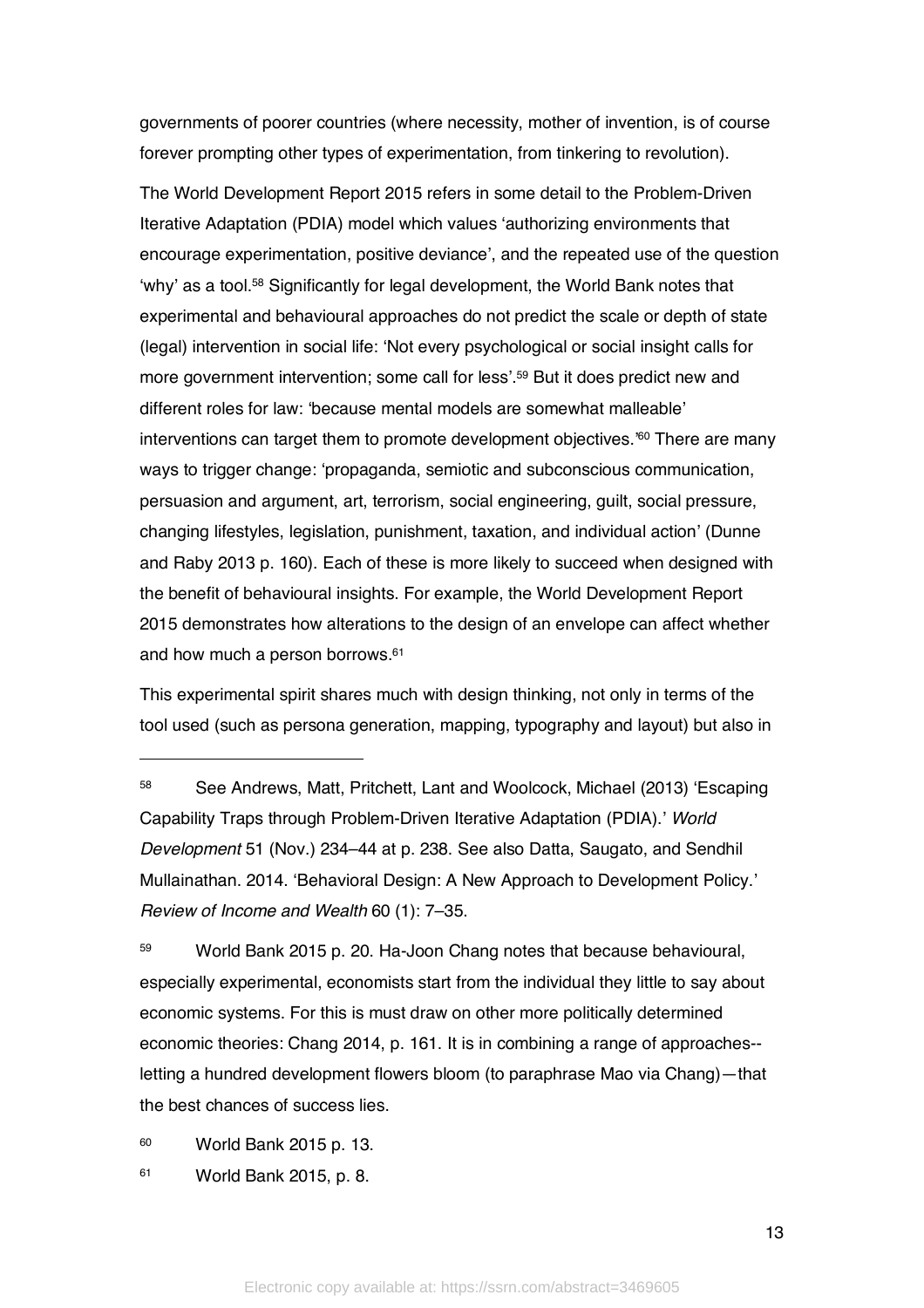governments of poorer countries (where necessity, mother of invention, is of course forever prompting other types of experimentation, from tinkering to revolution).

The World Development Report 2015 refers in some detail to the Problem-Driven Iterative Adaptation (PDIA) model which values 'authorizing environments that encourage experimentation, positive deviance', and the repeated use of the question 'why' as a tool.[58] Significantly for legal development, the World Bank notes that experimental and behavioural approaches do not predict the scale or depth of state (legal) intervention in social life: 'Not every psychological or social insight calls for more government intervention; some call for less'.[59] But it does predict new and different roles for law: 'because mental models are somewhat malleable' interventions can target them to promote development objectives.'[60] There are many ways to trigger change: 'propaganda, semiotic and subconscious communication, persuasion and argument, art, terrorism, social engineering, guilt, social pressure, changing lifestyles, legislation, punishment, taxation, and individual action' (Dunne and Raby 2013 p. 160). Each of these is more likely to succeed when designed with the benefit of behavioural insights. For example, the World Development Report 2015 demonstrates how alterations to the design of an envelope can affect whether and how much a person borrows.[61]

This experimental spirit shares much with design thinking, not only in terms of the tool used (such as persona generation, mapping, typography and layout) but also in

---

[58] See Andrews, Matt, Pritchett, Lant and Woolcock, Michael (2013) 'Escaping Capability Traps through Problem-Driven Iterative Adaptation (PDIA).' *World Development* 51 (Nov.) 234–44 at p. 238. See also Datta, Saugato, and Sendhil Mullainathan. 2014. 'Behavioral Design: A New Approach to Development Policy.' *Review of Income and Wealth* 60 (1): 7–35.

[59] World Bank 2015 p. 20. Ha-Joon Chang notes that because behavioural, especially experimental, economists start from the individual they little to say about economic systems. For this is must draw on other more politically determined economic theories: Chang 2014, p. 161. It is in combining a range of approaches--letting a hundred development flowers bloom (to paraphrase Mao via Chang)—that the best chances of success lies.

[60] World Bank 2015 p. 13.

[61] World Bank 2015, p. 8.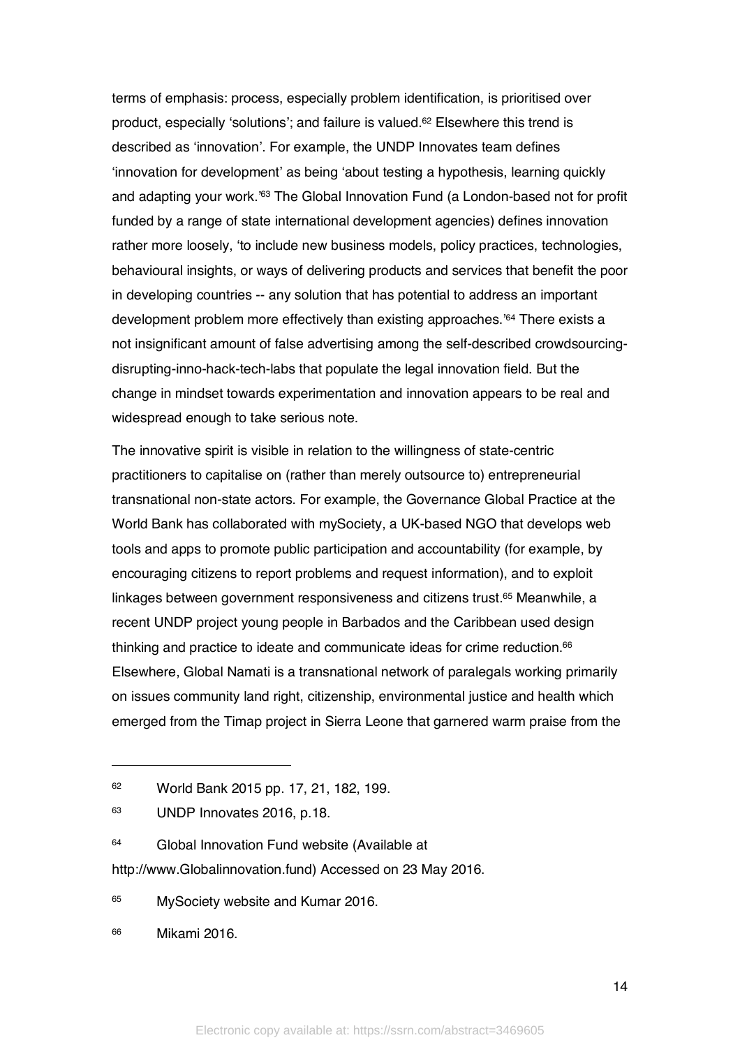terms of emphasis: process, especially problem identification, is prioritised over product, especially 'solutions'; and failure is valued.[62] Elsewhere this trend is described as 'innovation'. For example, the UNDP Innovates team defines 'innovation for development' as being 'about testing a hypothesis, learning quickly and adapting your work.'[63] The Global Innovation Fund (a London-based not for profit funded by a range of state international development agencies) defines innovation rather more loosely, 'to include new business models, policy practices, technologies, behavioural insights, or ways of delivering products and services that benefit the poor in developing countries -- any solution that has potential to address an important development problem more effectively than existing approaches.'[64] There exists a not insignificant amount of false advertising among the self-described crowdsourcing-disrupting-inno-hack-tech-labs that populate the legal innovation field. But the change in mindset towards experimentation and innovation appears to be real and widespread enough to take serious note.

The innovative spirit is visible in relation to the willingness of state-centric practitioners to capitalise on (rather than merely outsource to) entrepreneurial transnational non-state actors. For example, the Governance Global Practice at the World Bank has collaborated with mySociety, a UK-based NGO that develops web tools and apps to promote public participation and accountability (for example, by encouraging citizens to report problems and request information), and to exploit linkages between government responsiveness and citizens trust.[65] Meanwhile, a recent UNDP project young people in Barbados and the Caribbean used design thinking and practice to ideate and communicate ideas for crime reduction.[66] Elsewhere, Global Namati is a transnational network of paralegals working primarily on issues community land right, citizenship, environmental justice and health which emerged from the Timap project in Sierra Leone that garnered warm praise from the

---

[62] World Bank 2015 pp. 17, 21, 182, 199.

[63] UNDP Innovates 2016, p.18.

[64] Global Innovation Fund website (Available at http://www.Globalinnovation.fund) Accessed on 23 May 2016.

[65] MySociety website and Kumar 2016.

[66] Mikami 2016.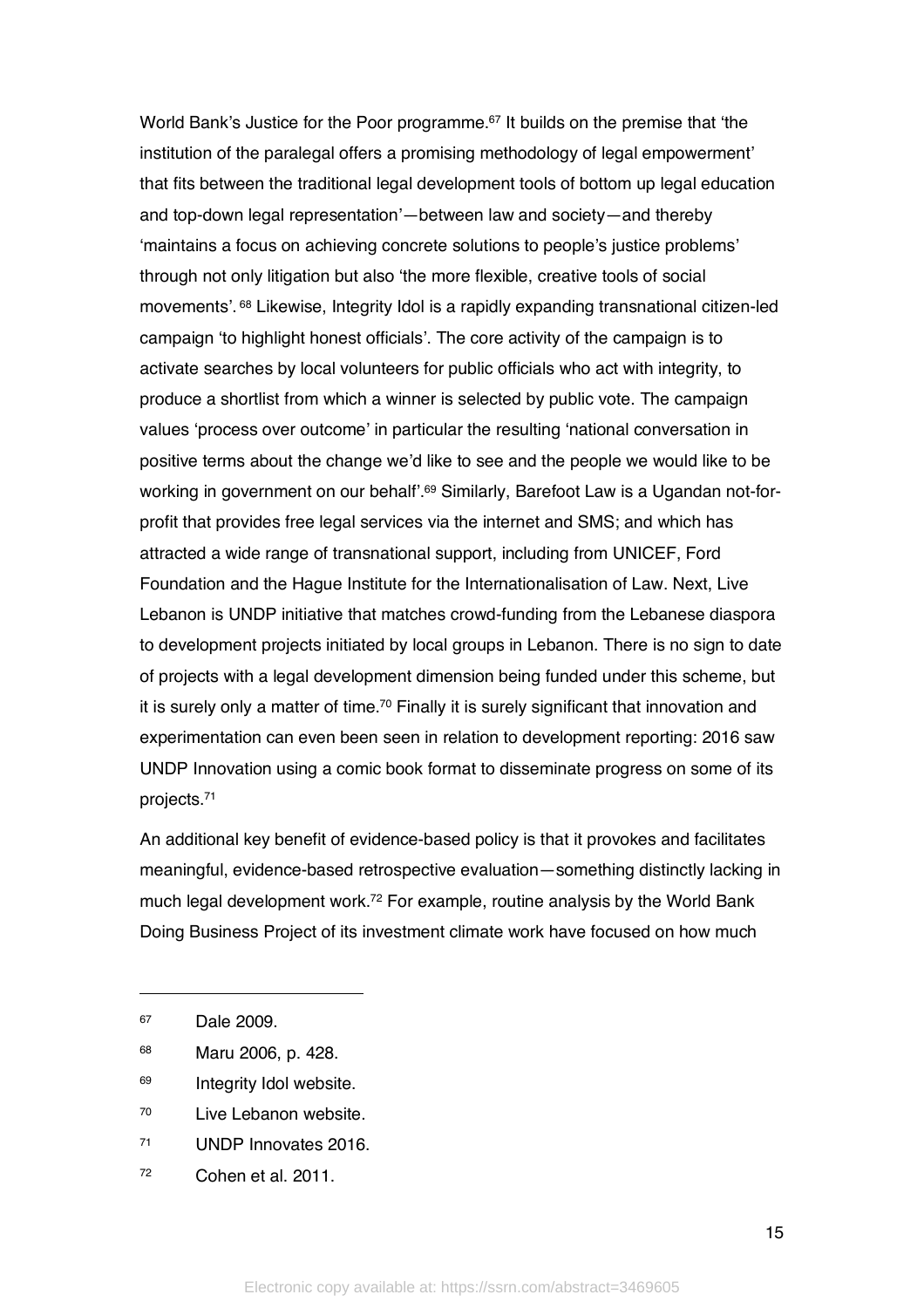World Bank's Justice for the Poor programme.[67] It builds on the premise that 'the institution of the paralegal offers a promising methodology of legal empowerment' that fits between the traditional legal development tools of bottom up legal education and top-down legal representation'—between law and society—and thereby 'maintains a focus on achieving concrete solutions to people's justice problems' through not only litigation but also 'the more flexible, creative tools of social movements'.[68] Likewise, Integrity Idol is a rapidly expanding transnational citizen-led campaign 'to highlight honest officials'. The core activity of the campaign is to activate searches by local volunteers for public officials who act with integrity, to produce a shortlist from which a winner is selected by public vote. The campaign values 'process over outcome' in particular the resulting 'national conversation in positive terms about the change we'd like to see and the people we would like to be working in government on our behalf'.[69] Similarly, Barefoot Law is a Ugandan not-for-profit that provides free legal services via the internet and SMS; and which has attracted a wide range of transnational support, including from UNICEF, Ford Foundation and the Hague Institute for the Internationalisation of Law. Next, Live Lebanon is UNDP initiative that matches crowd-funding from the Lebanese diaspora to development projects initiated by local groups in Lebanon. There is no sign to date of projects with a legal development dimension being funded under this scheme, but it is surely only a matter of time.[70] Finally it is surely significant that innovation and experimentation can even been seen in relation to development reporting: 2016 saw UNDP Innovation using a comic book format to disseminate progress on some of its projects.[71]

An additional key benefit of evidence-based policy is that it provokes and facilitates meaningful, evidence-based retrospective evaluation—something distinctly lacking in much legal development work.[72] For example, routine analysis by the World Bank Doing Business Project of its investment climate work have focused on how much

---

[67] Dale 2009.

[68] Maru 2006, p. 428.

[69] Integrity Idol website.

[70] Live Lebanon website.

[71] UNDP Innovates 2016.

[72] Cohen et al. 2011.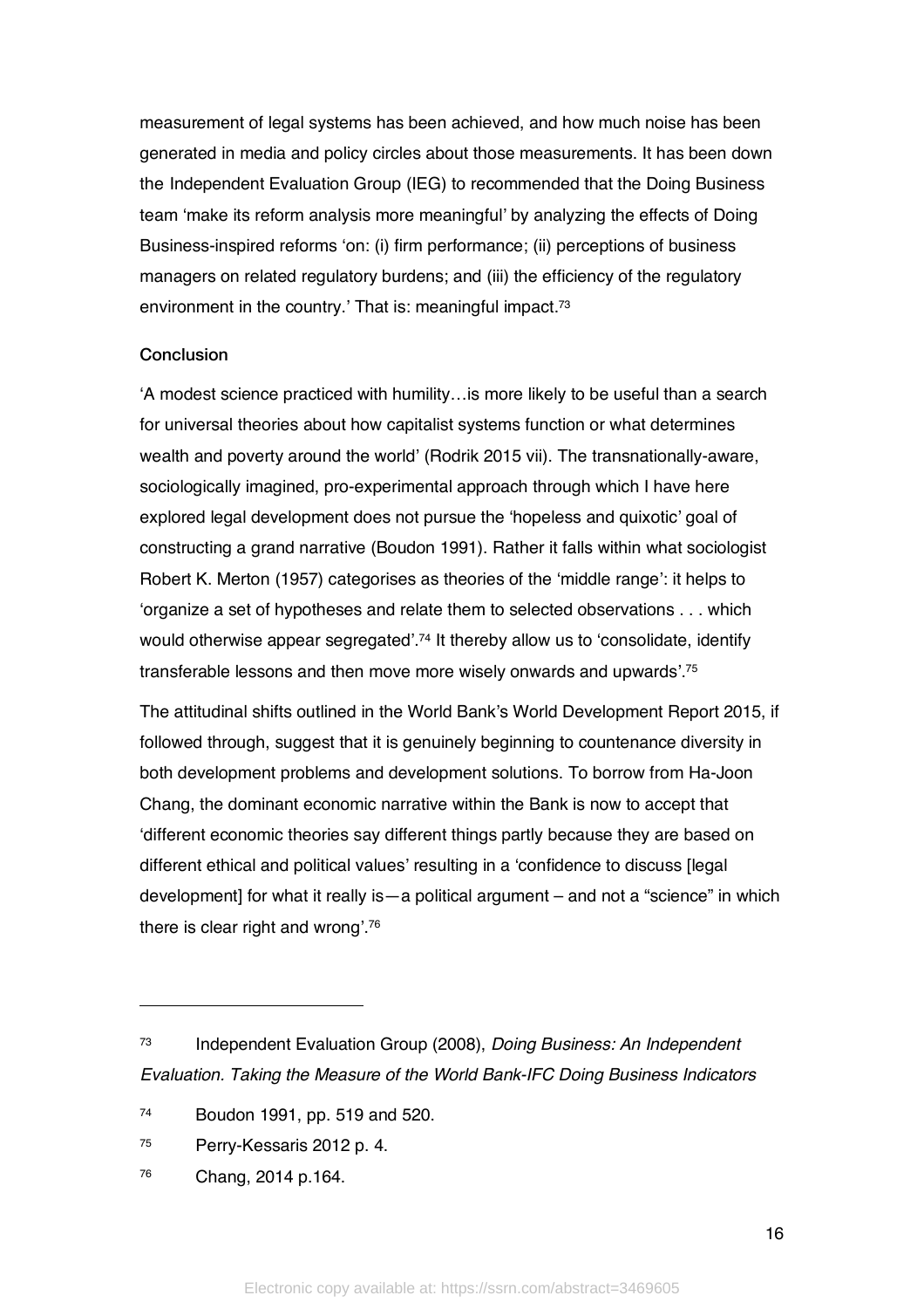measurement of legal systems has been achieved, and how much noise has been generated in media and policy circles about those measurements. It has been down the Independent Evaluation Group (IEG) to recommended that the Doing Business team 'make its reform analysis more meaningful' by analyzing the effects of Doing Business-inspired reforms 'on: (i) firm performance; (ii) perceptions of business managers on related regulatory burdens; and (iii) the efficiency of the regulatory environment in the country.' That is: meaningful impact.[73]

## Conclusion

'A modest science practiced with humility…is more likely to be useful than a search for universal theories about how capitalist systems function or what determines wealth and poverty around the world' (Rodrik 2015 vii). The transnationally-aware, sociologically imagined, pro-experimental approach through which I have here explored legal development does not pursue the 'hopeless and quixotic' goal of constructing a grand narrative (Boudon 1991). Rather it falls within what sociologist Robert K. Merton (1957) categorises as theories of the 'middle range': it helps to 'organize a set of hypotheses and relate them to selected observations . . . which would otherwise appear segregated'.[74] It thereby allow us to 'consolidate, identify transferable lessons and then move more wisely onwards and upwards'.[75]

The attitudinal shifts outlined in the World Bank's World Development Report 2015, if followed through, suggest that it is genuinely beginning to countenance diversity in both development problems and development solutions. To borrow from Ha-Joon Chang, the dominant economic narrative within the Bank is now to accept that 'different economic theories say different things partly because they are based on different ethical and political values' resulting in a 'confidence to discuss [legal development] for what it really is—a political argument – and not a "science" in which there is clear right and wrong'.[76]

---

[73] Independent Evaluation Group (2008), *Doing Business: An Independent Evaluation. Taking the Measure of the World Bank-IFC Doing Business Indicators*

[74] Boudon 1991, pp. 519 and 520.

[75] Perry-Kessaris 2012 p. 4.

[76] Chang, 2014 p.164.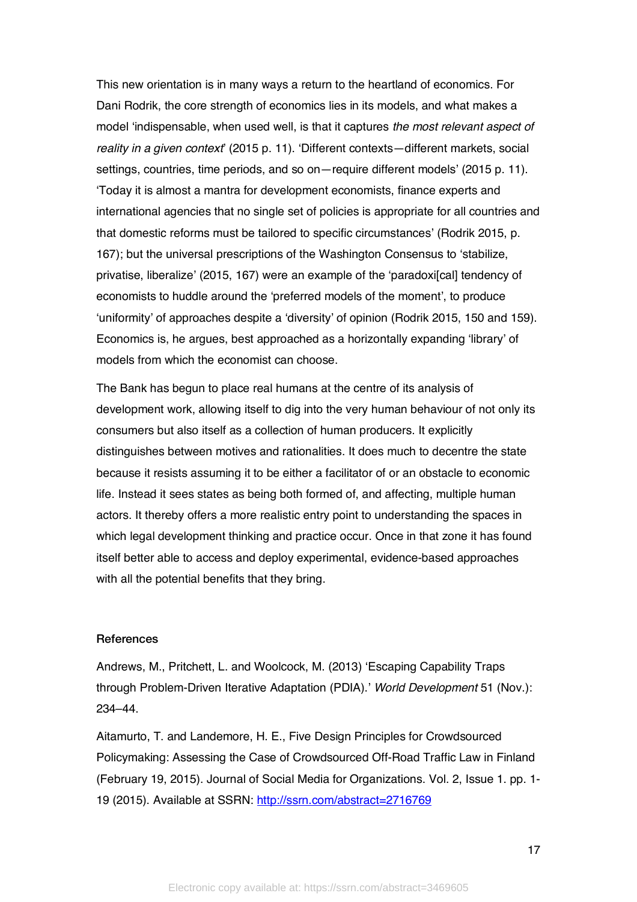This new orientation is in many ways a return to the heartland of economics. For Dani Rodrik, the core strength of economics lies in its models, and what makes a model 'indispensable, when used well, is that it captures *the most relevant aspect of reality in a given context*' (2015 p. 11). 'Different contexts—different markets, social settings, countries, time periods, and so on—require different models' (2015 p. 11). 'Today it is almost a mantra for development economists, finance experts and international agencies that no single set of policies is appropriate for all countries and that domestic reforms must be tailored to specific circumstances' (Rodrik 2015, p. 167); but the universal prescriptions of the Washington Consensus to 'stabilize, privatise, liberalize' (2015, 167) were an example of the 'paradoxi[cal] tendency of economists to huddle around the 'preferred models of the moment', to produce 'uniformity' of approaches despite a 'diversity' of opinion (Rodrik 2015, 150 and 159). Economics is, he argues, best approached as a horizontally expanding 'library' of models from which the economist can choose.

The Bank has begun to place real humans at the centre of its analysis of development work, allowing itself to dig into the very human behaviour of not only its consumers but also itself as a collection of human producers. It explicitly distinguishes between motives and rationalities. It does much to decentre the state because it resists assuming it to be either a facilitator of or an obstacle to economic life. Instead it sees states as being both formed of, and affecting, multiple human actors. It thereby offers a more realistic entry point to understanding the spaces in which legal development thinking and practice occur. Once in that zone it has found itself better able to access and deploy experimental, evidence-based approaches with all the potential benefits that they bring.

## References

Andrews, M., Pritchett, L. and Woolcock, M. (2013) 'Escaping Capability Traps through Problem-Driven Iterative Adaptation (PDIA).' *World Development* 51 (Nov.): 234–44.

Aitamurto, T. and Landemore, H. E., Five Design Principles for Crowdsourced Policymaking: Assessing the Case of Crowdsourced Off-Road Traffic Law in Finland (February 19, 2015). Journal of Social Media for Organizations. Vol. 2, Issue 1. pp. 1-19 (2015). Available at SSRN: http://ssrn.com/abstract=2716769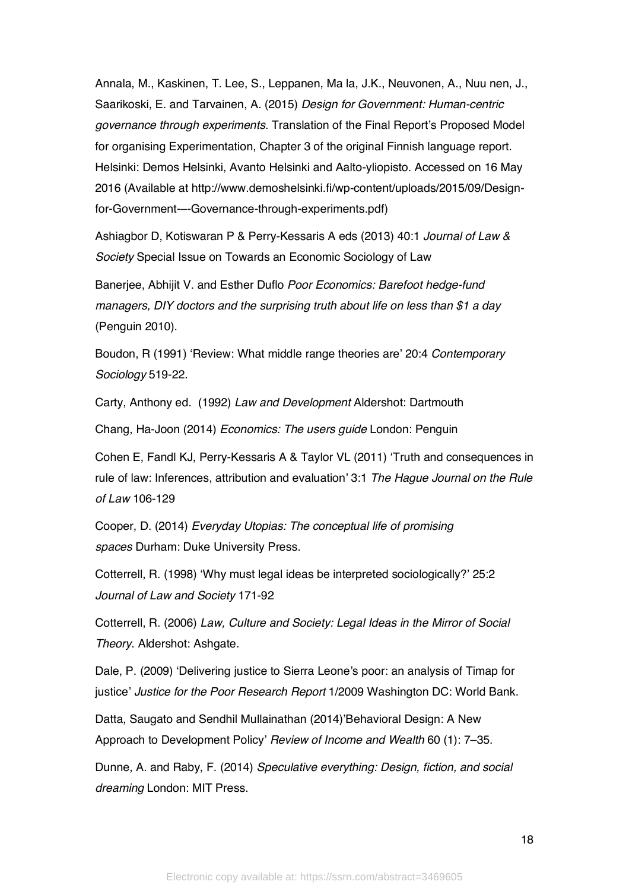Annala, M., Kaskinen, T. Lee, S., Leppanen, Ma la, J.K., Neuvonen, A., Nuu nen, J., Saarikoski, E. and Tarvainen, A. (2015) *Design for Government: Human-centric governance through experiments*. Translation of the Final Report's Proposed Model for organising Experimentation, Chapter 3 of the original Finnish language report. Helsinki: Demos Helsinki, Avanto Helsinki and Aalto-yliopisto. Accessed on 16 May 2016 (Available at http://www.demoshelsinki.fi/wp-content/uploads/2015/09/Design-for-Government-—-Governance-through-experiments.pdf)

Ashiagbor D, Kotiswaran P & Perry-Kessaris A eds (2013) 40:1 *Journal of Law & Society* Special Issue on Towards an Economic Sociology of Law

Banerjee, Abhijit V. and Esther Duflo *Poor Economics: Barefoot hedge-fund managers, DIY doctors and the surprising truth about life on less than $1 a day* (Penguin 2010).

Boudon, R (1991) 'Review: What middle range theories are' 20:4 *Contemporary Sociology* 519-22.

Carty, Anthony ed. (1992) *Law and Development* Aldershot: Dartmouth

Chang, Ha-Joon (2014) *Economics: The users guide* London: Penguin

Cohen E, Fandl KJ, Perry-Kessaris A & Taylor VL (2011) 'Truth and consequences in rule of law: Inferences, attribution and evaluation' 3:1 *The Hague Journal on the Rule of Law* 106-129

Cooper, D. (2014) *Everyday Utopias: The conceptual life of promising spaces* Durham: Duke University Press.

Cotterrell, R. (1998) 'Why must legal ideas be interpreted sociologically?' 25:2 *Journal of Law and Society* 171-92

Cotterrell, R. (2006) *Law, Culture and Society: Legal Ideas in the Mirror of Social Theory*. Aldershot: Ashgate.

Dale, P. (2009) 'Delivering justice to Sierra Leone's poor: an analysis of Timap for justice' *Justice for the Poor Research Report* 1/2009 Washington DC: World Bank.

Datta, Saugato and Sendhil Mullainathan (2014)'Behavioral Design: A New Approach to Development Policy' *Review of Income and Wealth* 60 (1): 7–35.

Dunne, A. and Raby, F. (2014) *Speculative everything: Design, fiction, and social dreaming* London: MIT Press.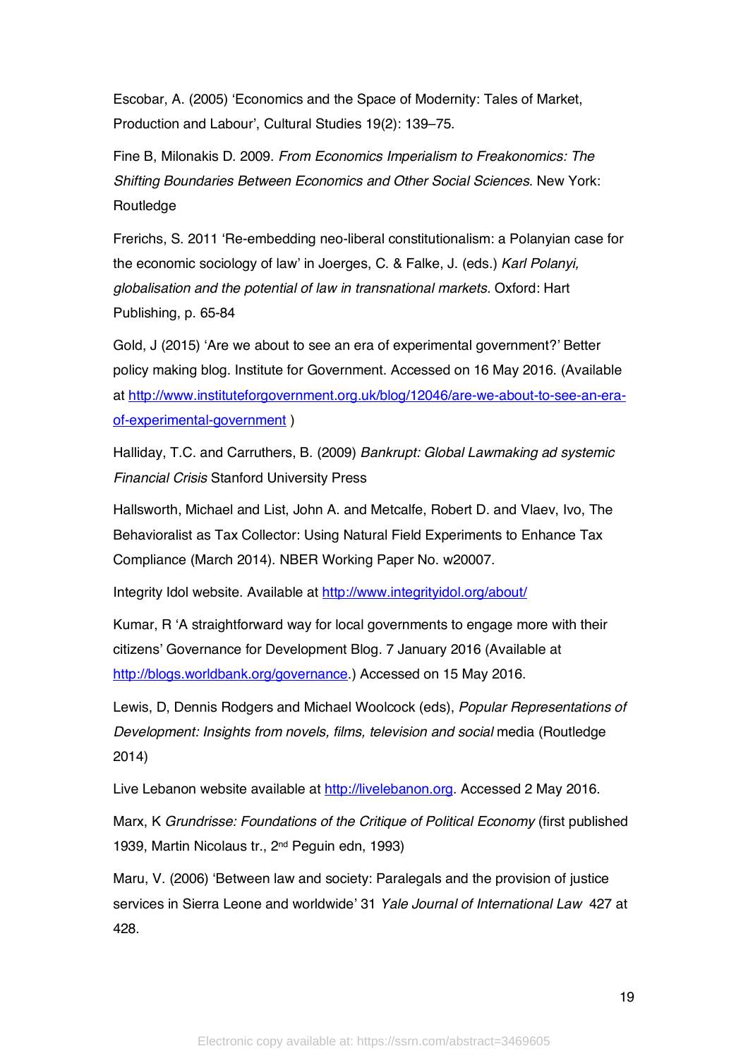Escobar, A. (2005) 'Economics and the Space of Modernity: Tales of Market, Production and Labour', Cultural Studies 19(2): 139–75.

Fine B, Milonakis D. 2009. *From Economics Imperialism to Freakonomics: The Shifting Boundaries Between Economics and Other Social Sciences*. New York: Routledge

Frerichs, S. 2011 'Re-embedding neo-liberal constitutionalism: a Polanyian case for the economic sociology of law' in Joerges, C. & Falke, J. (eds.) *Karl Polanyi, globalisation and the potential of law in transnational markets*. Oxford: Hart Publishing, p. 65-84

Gold, J (2015) 'Are we about to see an era of experimental government?' Better policy making blog. Institute for Government. Accessed on 16 May 2016. (Available at http://www.instituteforgovernment.org.uk/blog/12046/are-we-about-to-see-an-era-of-experimental-government )

Halliday, T.C. and Carruthers, B. (2009) *Bankrupt: Global Lawmaking ad systemic Financial Crisis* Stanford University Press

Hallsworth, Michael and List, John A. and Metcalfe, Robert D. and Vlaev, Ivo, The Behavioralist as Tax Collector: Using Natural Field Experiments to Enhance Tax Compliance (March 2014). NBER Working Paper No. w20007.

Integrity Idol website. Available at http://www.integrityidol.org/about/

Kumar, R 'A straightforward way for local governments to engage more with their citizens' Governance for Development Blog. 7 January 2016 (Available at http://blogs.worldbank.org/governance.) Accessed on 15 May 2016.

Lewis, D, Dennis Rodgers and Michael Woolcock (eds), *Popular Representations of Development: Insights from novels, films, television and social* media (Routledge 2014)

Live Lebanon website available at http://livelebanon.org. Accessed 2 May 2016.

Marx, K *Grundrisse: Foundations of the Critique of Political Economy* (first published 1939, Martin Nicolaus tr., 2nd Peguin edn, 1993)

Maru, V. (2006) 'Between law and society: Paralegals and the provision of justice services in Sierra Leone and worldwide' 31 *Yale Journal of International Law* 427 at 428.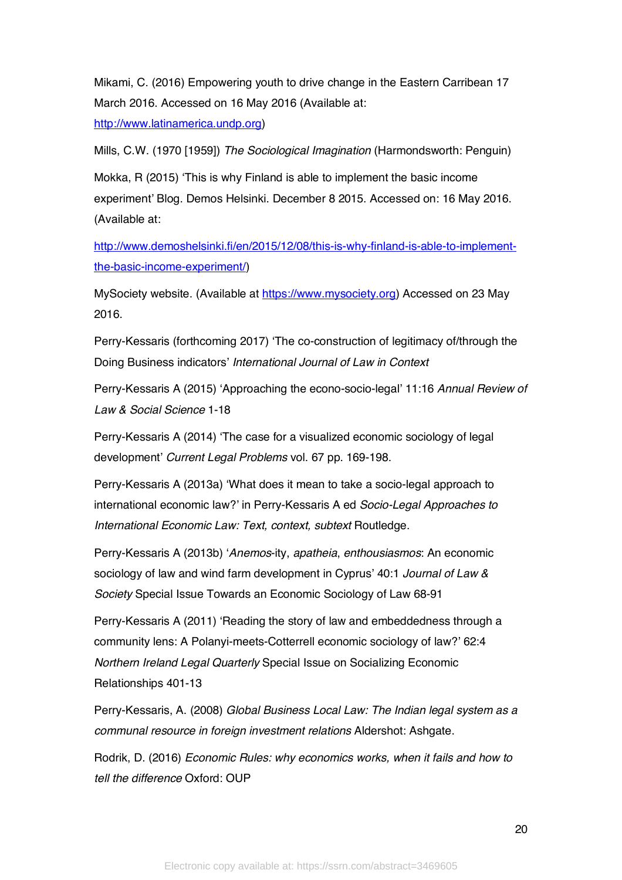Mikami, C. (2016) Empowering youth to drive change in the Eastern Carribean 17 March 2016. Accessed on 16 May 2016 (Available at: http://www.latinamerica.undp.org)

Mills, C.W. (1970 [1959]) *The Sociological Imagination* (Harmondsworth: Penguin)

Mokka, R (2015) 'This is why Finland is able to implement the basic income experiment' Blog. Demos Helsinki. December 8 2015. Accessed on: 16 May 2016. (Available at:

http://www.demoshelsinki.fi/en/2015/12/08/this-is-why-finland-is-able-to-implement-the-basic-income-experiment/)

MySociety website. (Available at https://www.mysociety.org) Accessed on 23 May 2016.

Perry-Kessaris (forthcoming 2017) 'The co-construction of legitimacy of/through the Doing Business indicators' *International Journal of Law in Context*

Perry-Kessaris A (2015) 'Approaching the econo-socio-legal' 11:16 *Annual Review of Law & Social Science* 1-18

Perry-Kessaris A (2014) 'The case for a visualized economic sociology of legal development' *Current Legal Problems* vol. 67 pp. 169-198.

Perry-Kessaris A (2013a) 'What does it mean to take a socio-legal approach to international economic law?' in Perry-Kessaris A ed *Socio-Legal Approaches to International Economic Law: Text, context, subtext* Routledge.

Perry-Kessaris A (2013b) '*Anemos*-ity, *apatheia*, *enthousiasmos*: An economic sociology of law and wind farm development in Cyprus' 40:1 *Journal of Law & Society* Special Issue Towards an Economic Sociology of Law 68-91

Perry-Kessaris A (2011) 'Reading the story of law and embeddedness through a community lens: A Polanyi-meets-Cotterrell economic sociology of law?' 62:4 *Northern Ireland Legal Quarterly* Special Issue on Socializing Economic Relationships 401-13

Perry-Kessaris, A. (2008) *Global Business Local Law: The Indian legal system as a communal resource in foreign investment relations* Aldershot: Ashgate.

Rodrik, D. (2016) *Economic Rules: why economics works, when it fails and how to tell the difference* Oxford: OUP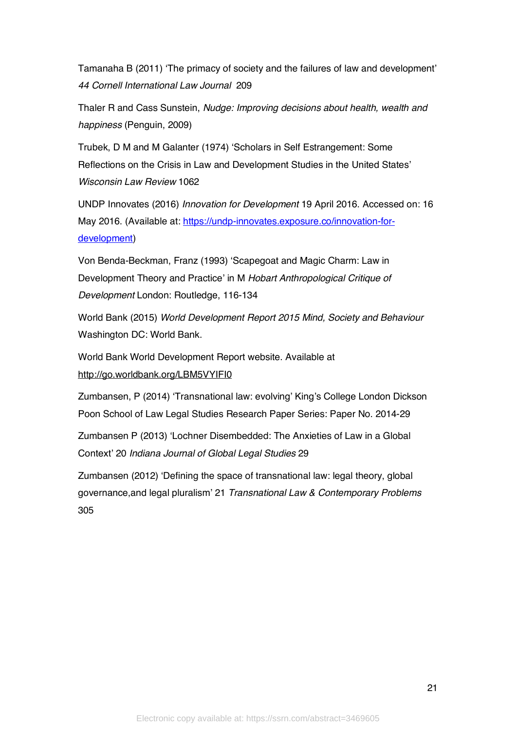Tamanaha B (2011) 'The primacy of society and the failures of law and development' *44 Cornell International Law Journal* 209

Thaler R and Cass Sunstein, *Nudge: Improving decisions about health, wealth and happiness* (Penguin, 2009)

Trubek, D M and M Galanter (1974) 'Scholars in Self Estrangement: Some Reflections on the Crisis in Law and Development Studies in the United States' *Wisconsin Law Review* 1062

UNDP Innovates (2016) *Innovation for Development* 19 April 2016. Accessed on: 16 May 2016. (Available at: [https://undp-innovates.exposure.co/innovation-for-development](https://undp-innovates.exposure.co/innovation-for-development))

Von Benda-Beckman, Franz (1993) 'Scapegoat and Magic Charm: Law in Development Theory and Practice' in M *Hobart Anthropological Critique of Development* London: Routledge, 116-134

World Bank (2015) *World Development Report 2015 Mind, Society and Behaviour* Washington DC: World Bank.

World Bank World Development Report website. Available at http://go.worldbank.org/LBM5VYIFI0

Zumbansen, P (2014) 'Transnational law: evolving' King's College London Dickson Poon School of Law Legal Studies Research Paper Series: Paper No. 2014-29

Zumbansen P (2013) 'Lochner Disembedded: The Anxieties of Law in a Global Context' 20 *Indiana Journal of Global Legal Studies* 29

Zumbansen (2012) 'Defining the space of transnational law: legal theory, global governance,and legal pluralism' 21 *Transnational Law & Contemporary Problems* 305